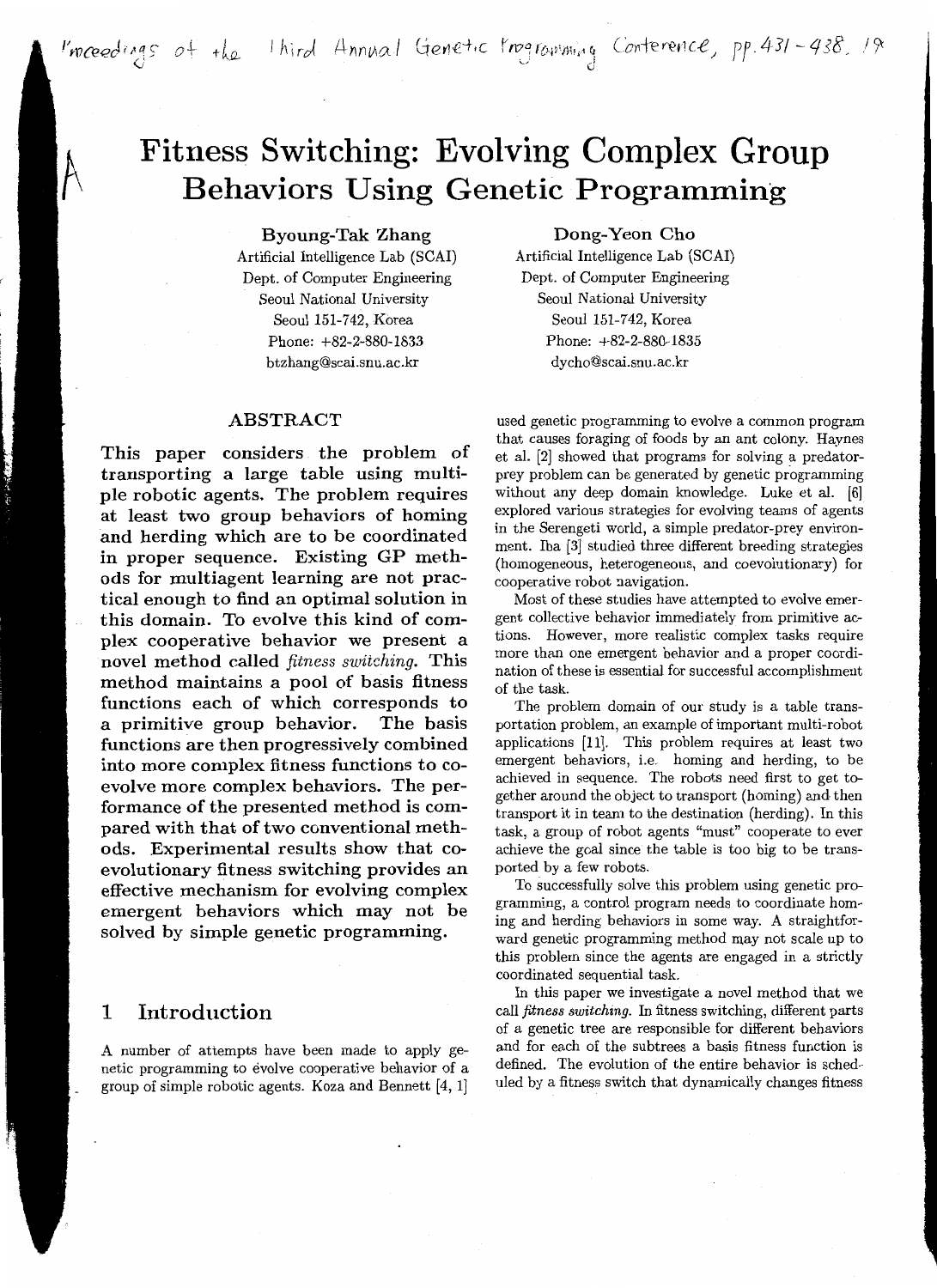# Fitness Switching: Evolving Complex Group Behaviors Using Genetic Programming

**Byoung-Tak Zhang**
Artificial Intelligence Lab (SCAI)
Dept. of Computer Engineering
Seoul National University
Seoul 151-742, Korea
Phone: +82-2-880-1833
btzhang@scai.snu.ac.kr

**Dong-Yeon Cho**
Artificial Intelligence Lab (SCAI)
Dept. of Computer Engineering
Seoul National University
Seoul 151-742, Korea
Phone: +82-2-880-1835
dycho@scai.snu.ac.kr

## ABSTRACT

**This paper considers the problem of transporting a large table using multiple robotic agents. The problem requires at least two group behaviors of homing and herding which are to be coordinated in proper sequence. Existing GP methods for multiagent learning are not practical enough to find an optimal solution in this domain. To evolve this kind of complex cooperative behavior we present a novel method called *fitness switching*. This method maintains a pool of basis fitness functions each of which corresponds to a primitive group behavior. The basis functions are then progressively combined into more complex fitness functions to co-evolve more complex behaviors. The performance of the presented method is compared with that of two conventional methods. Experimental results show that co-evolutionary fitness switching provides an effective mechanism for evolving complex emergent behaviors which may not be solved by simple genetic programming.**

## 1 Introduction

A number of attempts have been made to apply genetic programming to evolve cooperative behavior of a group of simple robotic agents. Koza and Bennett [4, 1] used genetic programming to evolve a common program that causes foraging of foods by an ant colony. Haynes et al. [2] showed that programs for solving a predator-prey problem can be generated by genetic programming without any deep domain knowledge. Luke et al. [6] explored various strategies for evolving teams of agents in the Serengeti world, a simple predator-prey environment. Iba [3] studied three different breeding strategies (homogeneous, heterogeneous, and coevolutionary) for cooperative robot navigation.

Most of these studies have attempted to evolve emergent collective behavior immediately from primitive actions. However, more realistic complex tasks require more than one emergent behavior and a proper coordination of these is essential for successful accomplishment of the task.

The problem domain of our study is a table transportation problem, an example of important multi-robot applications [11]. This problem requires at least two emergent behaviors, i.e. homing and herding, to be achieved in sequence. The robots need first to get together around the object to transport (homing) and then transport it in team to the destination (herding). In this task, a group of robot agents "must" cooperate to ever achieve the goal since the table is too big to be transported by a few robots.

To successfully solve this problem using genetic programming, a control program needs to coordinate homing and herding behaviors in some way. A straightforward genetic programming method may not scale up to this problem since the agents are engaged in a strictly coordinated sequential task.

In this paper we investigate a novel method that we call *fitness switching*. In fitness switching, different parts of a genetic tree are responsible for different behaviors and for each of the subtrees a basis fitness function is defined. The evolution of the entire behavior is scheduled by a fitness switch that dynamically changes fitness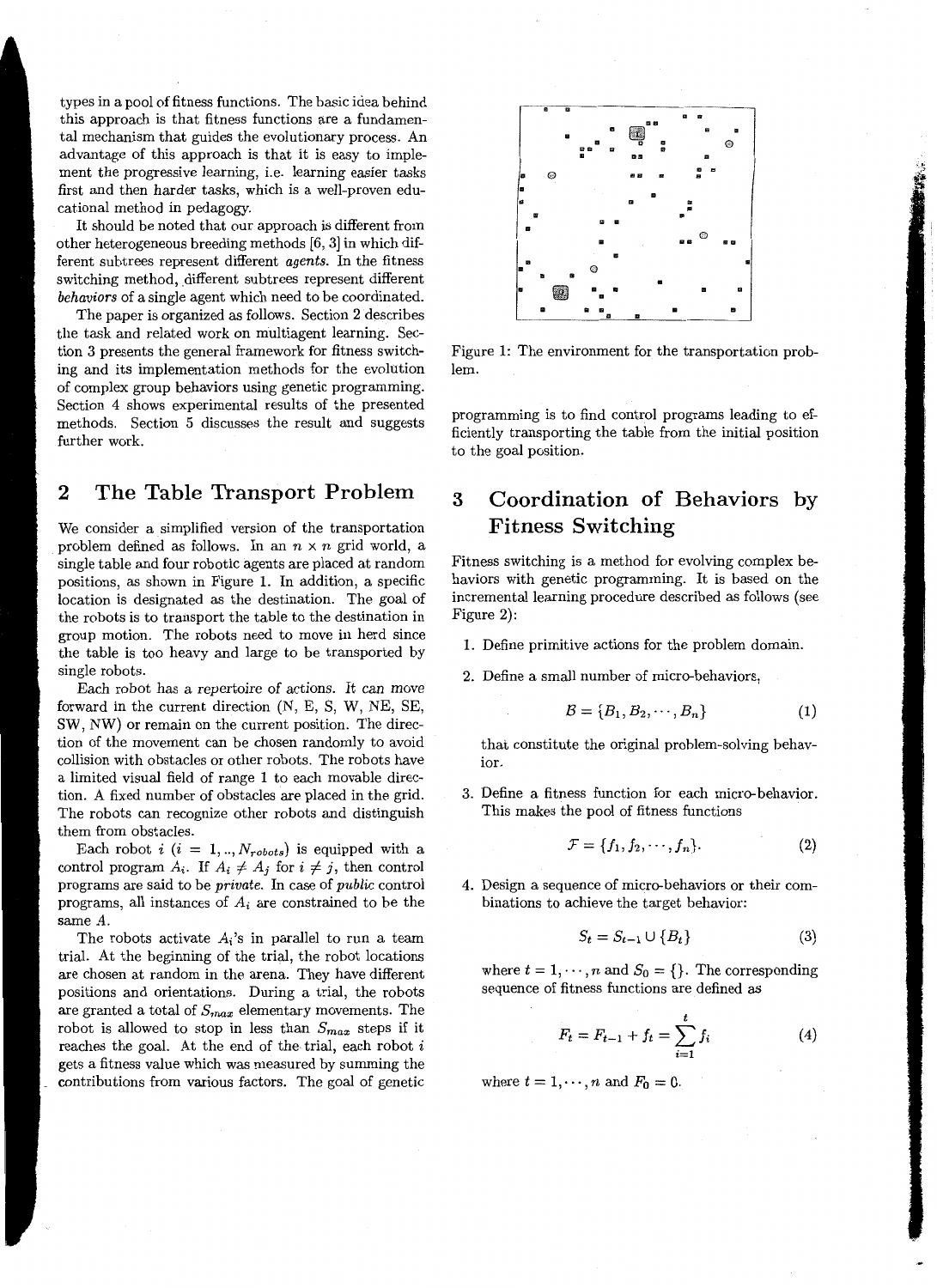types in a pool of fitness functions. The basic idea behind this approach is that fitness functions are a fundamental mechanism that guides the evolutionary process. An advantage of this approach is that it is easy to implement the progressive learning, i.e. learning easier tasks first and then harder tasks, which is a well-proven educational method in pedagogy.

It should be noted that our approach is different from other heterogeneous breeding methods [6, 3] in which different subtrees represent different *agents*. In the fitness switching method, different subtrees represent different *behaviors* of a single agent which need to be coordinated.

The paper is organized as follows. Section 2 describes the task and related work on multiagent learning. Section 3 presents the general framework for fitness switching and its implementation methods for the evolution of complex group behaviors using genetic programming. Section 4 shows experimental results of the presented methods. Section 5 discusses the result and suggests further work.

## 2 The Table Transport Problem

We consider a simplified version of the transportation problem defined as follows. In an $n \times n$ grid world, a single table and four robotic agents are placed at random positions, as shown in Figure 1. In addition, a specific location is designated as the destination. The goal of the robots is to transport the table to the destination in group motion. The robots need to move in herd since the table is too heavy and large to be transported by single robots.

Each robot has a repertoire of actions. It can move forward in the current direction (N, E, S, W, NE, SE, SW, NW) or remain on the current position. The direction of the movement can be chosen randomly to avoid collision with obstacles or other robots. The robots have a limited visual field of range 1 to each movable direction. A fixed number of obstacles are placed in the grid. The robots can recognize other robots and distinguish them from obstacles.

Each robot $i$ ($i = 1, .., N_{robots}$) is equipped with a control program $A_i$. If $A_i \neq A_j$ for $i \neq j$, then control programs are said to be *private*. In case of *public* control programs, all instances of $A_i$ are constrained to be the same $A$.

The robots activate $A_i$'s in parallel to run a team trial. At the beginning of the trial, the robot locations are chosen at random in the arena. They have different positions and orientations. During a trial, the robots are granted a total of $S_{max}$ elementary movements. The robot is allowed to stop in less than $S_{max}$ steps if it reaches the goal. At the end of the trial, each robot $i$ gets a fitness value which was measured by summing the contributions from various factors. The goal of genetic programming is to find control programs leading to efficiently transporting the table from the initial position to the goal position.

Figure 1: The environment for the transportation problem.

## 3 Coordination of Behaviors by Fitness Switching

Fitness switching is a method for evolving complex behaviors with genetic programming. It is based on the incremental learning procedure described as follows (see Figure 2):

1. Define primitive actions for the problem domain.
2. Define a small number of micro-behaviors,
$$\mathcal{B} = \{B_1, B_2, \cdots, B_n\} \tag{1}$$
that constitute the original problem-solving behavior.
3. Define a fitness function for each micro-behavior. This makes the pool of fitness functions
$$\mathcal{F} = \{f_1, f_2, \cdots, f_n\}. \tag{2}$$
4. Design a sequence of micro-behaviors or their combinations to achieve the target behavior:
$$S_t = S_{t-1} \cup \{B_t\} \tag{3}$$
where $t = 1, \cdots, n$ and $S_0 = \{\}$. The corresponding sequence of fitness functions are defined as
$$F_t = F_{t-1} + f_t = \sum_{i=1}^{t} f_i \tag{4}$$
where $t = 1, \cdots, n$ and $F_0 = 0$.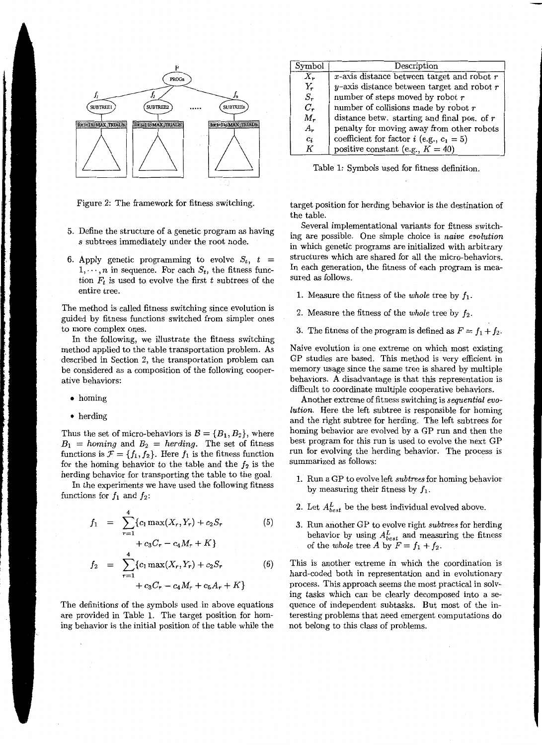Figure 2: The framework for fitness switching.

5. Define the structure of a genetic program as having $s$ subtrees immediately under the root node.

6. Apply genetic programming to evolve $S_t$, $t = 1, \cdots, n$ in sequence. For each $S_t$, the fitness function $F_t$ is used to evolve the first $t$ subtrees of the entire tree.

The method is called fitness switching since evolution is guided by fitness functions switched from simpler ones to more complex ones.

In the following, we illustrate the fitness switching method applied to the table transportation problem. As described in Section 2, the transportation problem can be considered as a composition of the following cooperative behaviors:

- homing
- herding

Thus the set of micro-behaviors is $\mathcal{B} = \{B_1, B_2\}$, where $B_1$ = *homing* and $B_2$ = *herding*. The set of fitness functions is $\mathcal{F} = \{f_1, f_2\}$. Here $f_1$ is the fitness function for the homing behavior to the table and the $f_2$ is the herding behavior for transporting the table to the goal.

In the experiments we have used the following fitness functions for $f_1$ and $f_2$:

$$f_1 = \sum_{r=1}^{4} \{c_1 \max(X_r, Y_r) + c_2 S_r + c_3 C_r - c_4 M_r + K\} \quad (5)$$

$$f_2 = \sum_{r=1}^{4} \{c_1 \max(X_r, Y_r) + c_2 S_r + c_3 C_r - c_4 M_r + c_5 A_r + K\} \quad (6)$$

The definitions of the symbols used in above equations are provided in Table 1. The target position for homing behavior is the initial position of the table while the target position for herding behavior is the destination of the table.

| Symbol | Description |
|---|---|
| $X_r$ | $x$-axis distance between target and robot $r$ |
| $Y_r$ | $y$-axis distance between target and robot $r$ |
| $S_r$ | number of steps moved by robot $r$ |
| $C_r$ | number of collisions made by robot $r$ |
| $M_r$ | distance betw. starting and final pos. of $r$ |
| $A_r$ | penalty for moving away from other robots |
| $c_i$ | coefficient for factor $i$ (e.g., $c_1 = 5$) |
| $K$ | positive constant (e.g., $K = 40$) |

Table 1: Symbols used for fitness definition.

Several implementational variants for fitness switching are possible. One simple choice is *naive evolution* in which genetic programs are initialized with arbitrary structures which are shared for all the micro-behaviors. In each generation, the fitness of each program is measured as follows.

1. Measure the fitness of the *whole* tree by $f_1$.
2. Measure the fitness of the *whole* tree by $f_2$.
3. The fitness of the program is defined as $F = f_1 + f_2$.

Naive evolution is one extreme on which most existing GP studies are based. This method is very efficient in memory usage since the same tree is shared by multiple behaviors. A disadvantage is that this representation is difficult to coordinate multiple cooperative behaviors.

Another extreme of fitness switching is *sequential evolution*. Here the left subtree is responsible for homing and the right subtree for herding. The left subtrees for homing behavior are evolved by a GP run and then the best program for this run is used to evolve the next GP run for evolving the herding behavior. The process is summarized as follows:

1. Run a GP to evolve left *subtrees* for homing behavior by measuring their fitness by $f_1$.
2. Let $A^L_{best}$ be the best individual evolved above.
3. Run another GP to evolve right *subtrees* for herding behavior by using $A^L_{best}$ and measuring the fitness of the *whole* tree $A$ by $F = f_1 + f_2$.

This is another extreme in which the coordination is hard-coded both in representation and in evolutionary process. This approach seems the most practical in solving tasks which can be clearly decomposed into a sequence of independent subtasks. But most of the interesting problems that need emergent computations do not belong to this class of problems.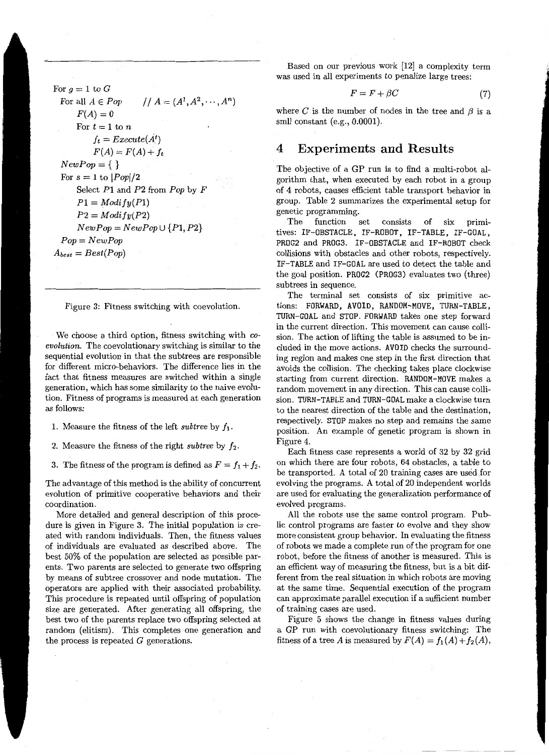```
For g = 1 to G
  For all A ∈ Pop        // A = (A^1, A^2, ..., A^n)
      F(A) = 0
      For t = 1 to n
          f_t = Execute(A^t)
          F(A) = F(A) + f_t
  NewPop = { }
  For s = 1 to |Pop|/2
      Select P1 and P2 from Pop by F
      P1 = Modify(P1)
      P2 = Modify(P2)
      NewPop = NewPop ∪ {P1, P2}
  Pop = NewPop
A_best = Best(Pop)
```

Figure 3: Fitness switching with coevolution.

We choose a third option, fitness switching with *coevolution*. The coevolutionary switching is similar to the sequential evolution in that the subtrees are responsible for different micro-behaviors. The difference lies in the fact that fitness measures are switched within a single generation, which has some similarity to the naive evolution. Fitness of programs is measured at each generation as follows:

1. Measure the fitness of the left *subtree* by $f_1$.
2. Measure the fitness of the right *subtree* by $f_2$.
3. The fitness of the program is defined as $F = f_1 + f_2$.

The advantage of this method is the ability of concurrent evolution of primitive cooperative behaviors and their coordination.

More detailed and general description of this procedure is given in Figure 3. The initial population is created with random individuals. Then, the fitness values of individuals are evaluated as described above. The best 50% of the population are selected as possible parents. Two parents are selected to generate two offspring by means of subtree crossover and node mutation. The operators are applied with their associated probability. This procedure is repeated until offspring of population size are generated. After generating all offspring, the best two of the parents replace two offspring selected at random (elitism). This completes one generation and the process is repeated $G$ generations.

Based on our previous work [12] a complexity term was used in all experiments to penalize large trees:

$$F = F + \beta C \tag{7}$$

where $C$ is the number of nodes in the tree and $\beta$ is a smll constant (e.g., 0.0001).

## 4 Experiments and Results

The objective of a GP run is to find a multi-robot algorithm that, when executed by each robot in a group of 4 robots, causes efficient table transport behavior in group. Table 2 summarizes the experimental setup for genetic programming.

The function set consists of six primitives: IF-OBSTACLE, IF-ROBOT, IF-TABLE, IF-GOAL, PROG2 and PROG3. IF-OBSTACLE and IF-ROBOT check collisions with obstacles and other robots, respectively. IF-TABLE and IF-GOAL are used to detect the table and the goal position. PROG2 (PROG3) evaluates two (three) subtrees in sequence.

The terminal set consists of six primitive actions: FORWARD, AVOID, RANDOM-MOVE, TURN-TABLE, TURN-GOAL and STOP. FORWARD takes one step forward in the current direction. This movement can cause collision. The action of lifting the table is assumed to be included in the move actions. AVOID checks the surrounding region and makes one step in the first direction that avoids the collision. The checking takes place clockwise starting from current direction. RANDOM-MOVE makes a random movement in any direction. This can cause collision. TURN-TABLE and TURN-GOAL make a clockwise turn to the nearest direction of the table and the destination, respectively. STOP makes no step and remains the same position. An example of genetic program is shown in Figure 4.

Each fitness case represents a world of 32 by 32 grid on which there are four robots, 64 obstacles, a table to be transported. A total of 20 training cases are used for evolving the programs. A total of 20 independent worlds are used for evaluating the generalization performance of evolved programs.

All the robots use the same control program. Public control programs are faster to evolve and they show more consistent group behavior. In evaluating the fitness of robots we made a complete run of the program for one robot, before the fitness of another is measured. This is an efficient way of measuring the fitness, but is a bit different from the real situation in which robots are moving at the same time. Sequential execution of the program can approximate parallel execution if a sufficient number of training cases are used.

Figure 5 shows the change in fitness values during a GP run with coevolutionary fitness switching: The fitness of a tree $A$ is measured by $F(A) = f_1(A) + f_2(A)$,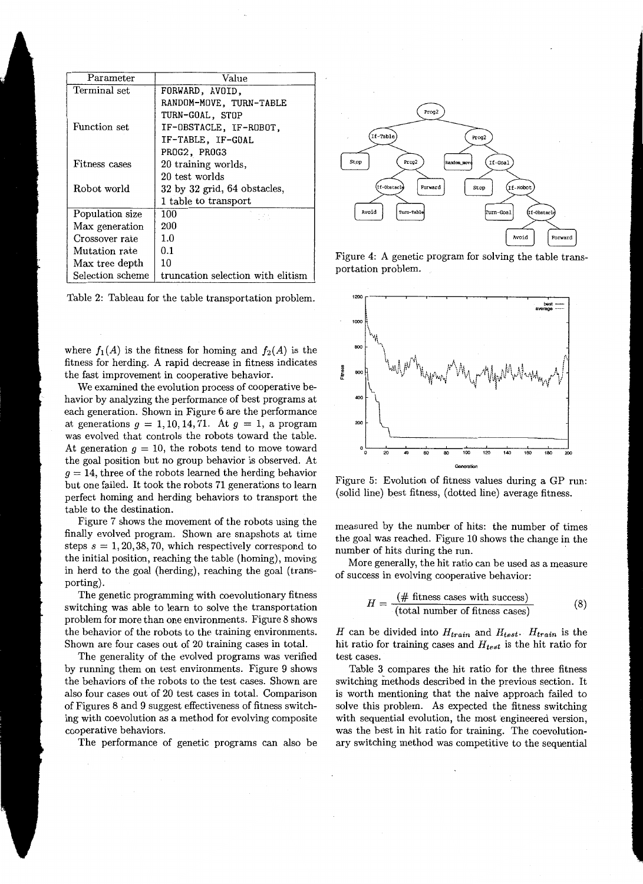| Parameter | Value |
|---|---|
| Terminal set | FORWARD, AVOID, RANDOM-MOVE, TURN-TABLE TURN-GOAL, STOP |
| Function set | IF-OBSTACLE, IF-ROBOT, IF-TABLE, IF-GOAL PROG2, PROG3 |
| Fitness cases | 20 training worlds, 20 test worlds |
| Robot world | 32 by 32 grid, 64 obstacles, 1 table to transport |
| Population size | 100 |
| Max generation | 200 |
| Crossover rate | 1.0 |
| Mutation rate | 0.1 |
| Max tree depth | 10 |
| Selection scheme | truncation selection with elitism |

Table 2: Tableau for the table transportation problem.

where $f_1(A)$ is the fitness for homing and $f_2(A)$ is the fitness for herding. A rapid decrease in fitness indicates the fast improvement in cooperative behavior.

We examined the evolution process of cooperative behavior by analyzing the performance of best programs at each generation. Shown in Figure 6 are the performance at generations $g = 1, 10, 14, 71$. At $g = 1$, a program was evolved that controls the robots toward the table. At generation $g = 10$, the robots tend to move toward the goal position but no group behavior is observed. At $g = 14$, three of the robots learned the herding behavior but one failed. It took the robots 71 generations to learn perfect homing and herding behaviors to transport the table to the destination.

Figure 7 shows the movement of the robots using the finally evolved program. Shown are snapshots at time steps $s = 1, 20, 38, 70$, which respectively correspond to the initial position, reaching the table (homing), moving in herd to the goal (herding), reaching the goal (transporting).

The genetic programming with coevolutionary fitness switching was able to learn to solve the transportation problem for more than one environments. Figure 8 shows the behavior of the robots to the training environments. Shown are four cases out of 20 training cases in total.

The generality of the evolved programs was verified by running them on test environments. Figure 9 shows the behaviors of the robots to the test cases. Shown are also four cases out of 20 test cases in total. Comparison of Figures 8 and 9 suggest effectiveness of fitness switching with coevolution as a method for evolving composite cooperative behaviors.

The performance of genetic programs can also be measured by the number of hits: the number of times the goal was reached. Figure 10 shows the change in the number of hits during the run.

More generally, the hit ratio can be used as a measure of success in evolving cooperative behavior:

$$H = \frac{(\text{\# fitness cases with success})}{(\text{total number of fitness cases})} \tag{8}$$

$H$ can be divided into $H_{train}$ and $H_{test}$. $H_{train}$ is the hit ratio for training cases and $H_{test}$ is the hit ratio for test cases.

Table 3 compares the hit ratio for the three fitness switching methods described in the previous section. It is worth mentioning that the naive approach failed to solve this problem. As expected the fitness switching with sequential evolution, the most engineered version, was the best in hit ratio for training. The coevolutionary switching method was competitive to the sequential

Figure 4: A genetic program for solving the table transportation problem.

Figure 5: Evolution of fitness values during a GP run: (solid line) best fitness, (dotted line) average fitness.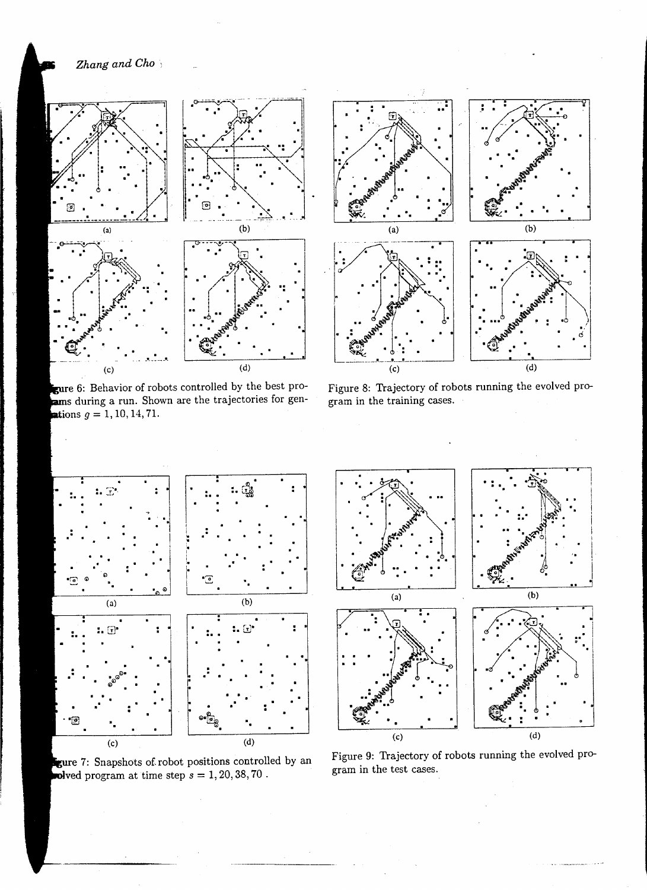(a)

(b)

(c)

(d)

Figure 6: Behavior of robots controlled by the best programs during a run. Shown are the trajectories for generations $g = 1, 10, 14, 71$.

(a)

(b)

(c)

(d)

Figure 7: Snapshots of robot positions controlled by an evolved program at time step $s = 1, 20, 38, 70$.

(a)

(b)

(c)

(d)

Figure 8: Trajectory of robots running the evolved program in the training cases.

(a)

(b)

(c)

(d)

Figure 9: Trajectory of robots running the evolved program in the test cases.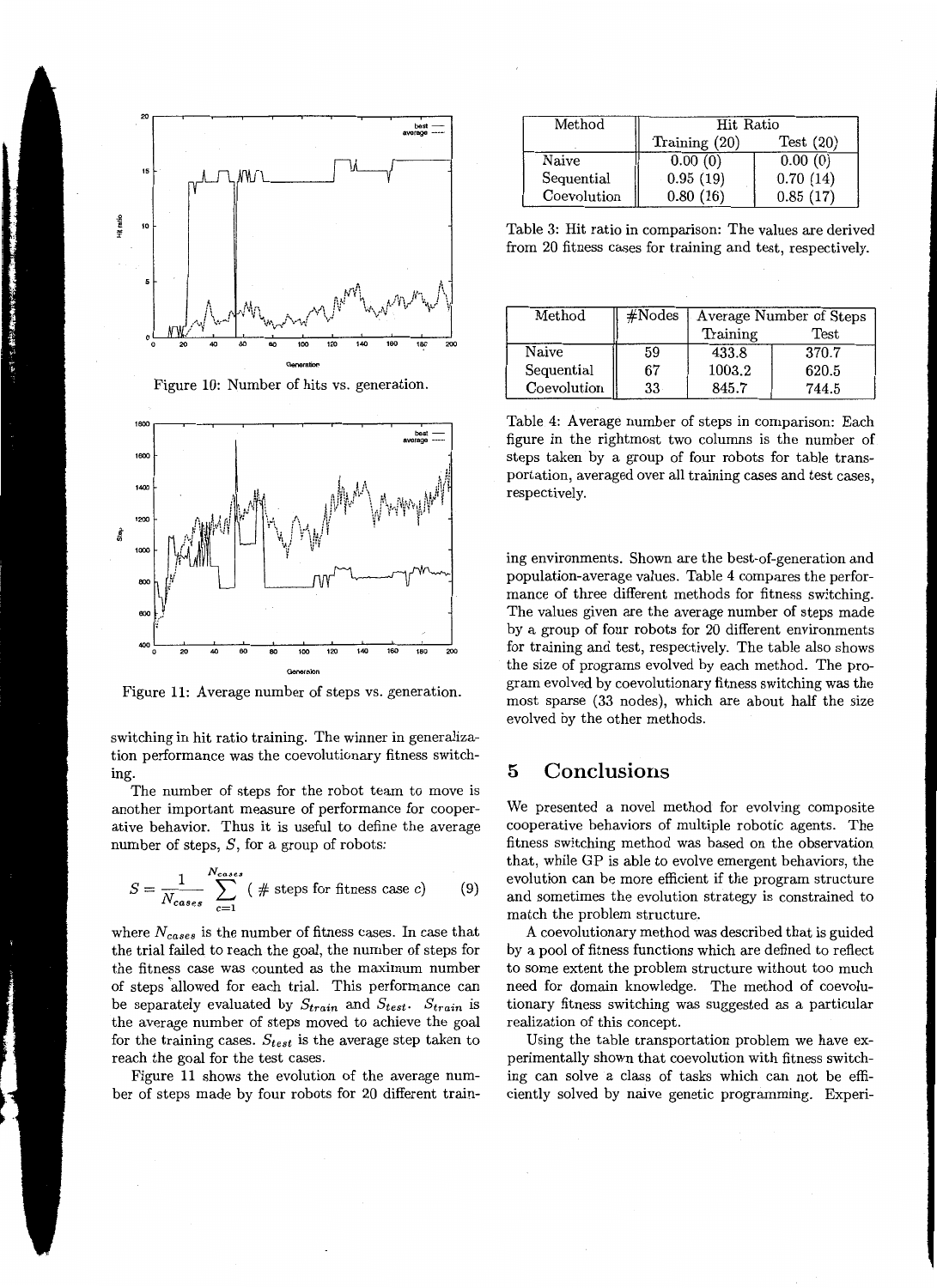Figure 10: Number of hits vs. generation.

Figure 11: Average number of steps vs. generation.

switching in hit ratio training. The winner in generalization performance was the coevolutionary fitness switching.

The number of steps for the robot team to move is another important measure of performance for cooperative behavior. Thus it is useful to define the average number of steps, $S$, for a group of robots:

$$S = \frac{1}{N_{cases}} \sum_{c=1}^{N_{cases}} (\text{ \# steps for fitness case } c) \quad (9)$$

where $N_{cases}$ is the number of fitness cases. In case that the trial failed to reach the goal, the number of steps for the fitness case was counted as the maximum number of steps allowed for each trial. This performance can be separately evaluated by $S_{train}$ and $S_{test}$. $S_{train}$ is the average number of steps moved to achieve the goal for the training cases. $S_{test}$ is the average step taken to reach the goal for the test cases.

Figure 11 shows the evolution of the average number of steps made by four robots for 20 different training environments. Shown are the best-of-generation and population-average values. Table 4 compares the performance of three different methods for fitness switching. The values given are the average number of steps made by a group of four robots for 20 different environments for training and test, respectively. The table also shows the size of programs evolved by each method. The program evolved by coevolutionary fitness switching was the most sparse (33 nodes), which are about half the size evolved by the other methods.

| Method | Hit Ratio | |
|---|---|---|
| | Training (20) | Test (20) |
| Naive | 0.00 (0) | 0.00 (0) |
| Sequential | 0.95 (19) | 0.70 (14) |
| Coevolution | 0.80 (16) | 0.85 (17) |

Table 3: Hit ratio in comparison: The values are derived from 20 fitness cases for training and test, respectively.

| Method | #Nodes | Average Number of Steps | |
|---|---|---|---|
| | | Training | Test |
| Naive | 59 | 433.8 | 370.7 |
| Sequential | 67 | 1003.2 | 620.5 |
| Coevolution | 33 | 845.7 | 744.5 |

Table 4: Average number of steps in comparison: Each figure in the rightmost two columns is the number of steps taken by a group of four robots for table transportation, averaged over all training cases and test cases, respectively.

## 5 Conclusions

We presented a novel method for evolving composite cooperative behaviors of multiple robotic agents. The fitness switching method was based on the observation that, while GP is able to evolve emergent behaviors, the evolution can be more efficient if the program structure and sometimes the evolution strategy is constrained to match the problem structure.

A coevolutionary method was described that is guided by a pool of fitness functions which are defined to reflect to some extent the problem structure without too much need for domain knowledge. The method of coevolutionary fitness switching was suggested as a particular realization of this concept.

Using the table transportation problem we have experimentally shown that coevolution with fitness switching can solve a class of tasks which can not be efficiently solved by naive genetic programming. Experi-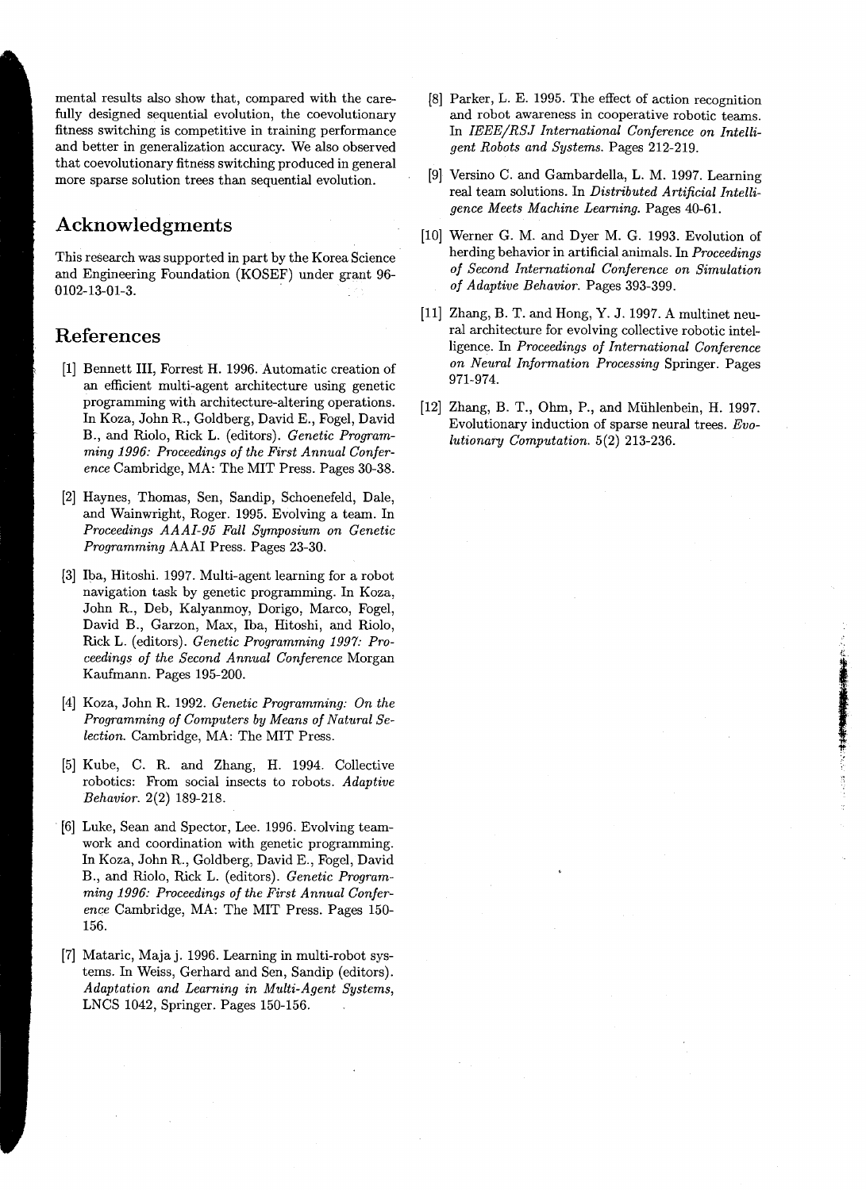mental results also show that, compared with the carefully designed sequential evolution, the coevolutionary fitness switching is competitive in training performance and better in generalization accuracy. We also observed that coevolutionary fitness switching produced in general more sparse solution trees than sequential evolution.

## Acknowledgments

This research was supported in part by the Korea Science and Engineering Foundation (KOSEF) under grant 96-0102-13-01-3.

## References

[1] Bennett III, Forrest H. 1996. Automatic creation of an efficient multi-agent architecture using genetic programming with architecture-altering operations. In Koza, John R., Goldberg, David E., Fogel, David B., and Riolo, Rick L. (editors). *Genetic Programming 1996: Proceedings of the First Annual Conference* Cambridge, MA: The MIT Press. Pages 30-38.

[2] Haynes, Thomas, Sen, Sandip, Schoenefeld, Dale, and Wainwright, Roger. 1995. Evolving a team. In *Proceedings AAAI-95 Fall Symposium on Genetic Programming* AAAI Press. Pages 23-30.

[3] Iba, Hitoshi. 1997. Multi-agent learning for a robot navigation task by genetic programming. In Koza, John R., Deb, Kalyanmoy, Dorigo, Marco, Fogel, David B., Garzon, Max, Iba, Hitoshi, and Riolo, Rick L. (editors). *Genetic Programming 1997: Proceedings of the Second Annual Conference* Morgan Kaufmann. Pages 195-200.

[4] Koza, John R. 1992. *Genetic Programming: On the Programming of Computers by Means of Natural Selection.* Cambridge, MA: The MIT Press.

[5] Kube, C. R. and Zhang, H. 1994. Collective robotics: From social insects to robots. *Adaptive Behavior.* 2(2) 189-218.

[6] Luke, Sean and Spector, Lee. 1996. Evolving teamwork and coordination with genetic programming. In Koza, John R., Goldberg, David E., Fogel, David B., and Riolo, Rick L. (editors). *Genetic Programming 1996: Proceedings of the First Annual Conference* Cambridge, MA: The MIT Press. Pages 150-156.

[7] Mataric, Maja j. 1996. Learning in multi-robot systems. In Weiss, Gerhard and Sen, Sandip (editors). *Adaptation and Learning in Multi-Agent Systems,* LNCS 1042, Springer. Pages 150-156.

[8] Parker, L. E. 1995. The effect of action recognition and robot awareness in cooperative robotic teams. In *IEEE/RSJ International Conference on Intelligent Robots and Systems.* Pages 212-219.

[9] Versino C. and Gambardella, L. M. 1997. Learning real team solutions. In *Distributed Artificial Intelligence Meets Machine Learning.* Pages 40-61.

[10] Werner G. M. and Dyer M. G. 1993. Evolution of herding behavior in artificial animals. In *Proceedings of Second International Conference on Simulation of Adaptive Behavior.* Pages 393-399.

[11] Zhang, B. T. and Hong, Y. J. 1997. A multinet neural architecture for evolving collective robotic intelligence. In *Proceedings of International Conference on Neural Information Processing* Springer. Pages 971-974.

[12] Zhang, B. T., Ohm, P., and Mühlenbein, H. 1997. Evolutionary induction of sparse neural trees. *Evolutionary Computation.* 5(2) 213-236.